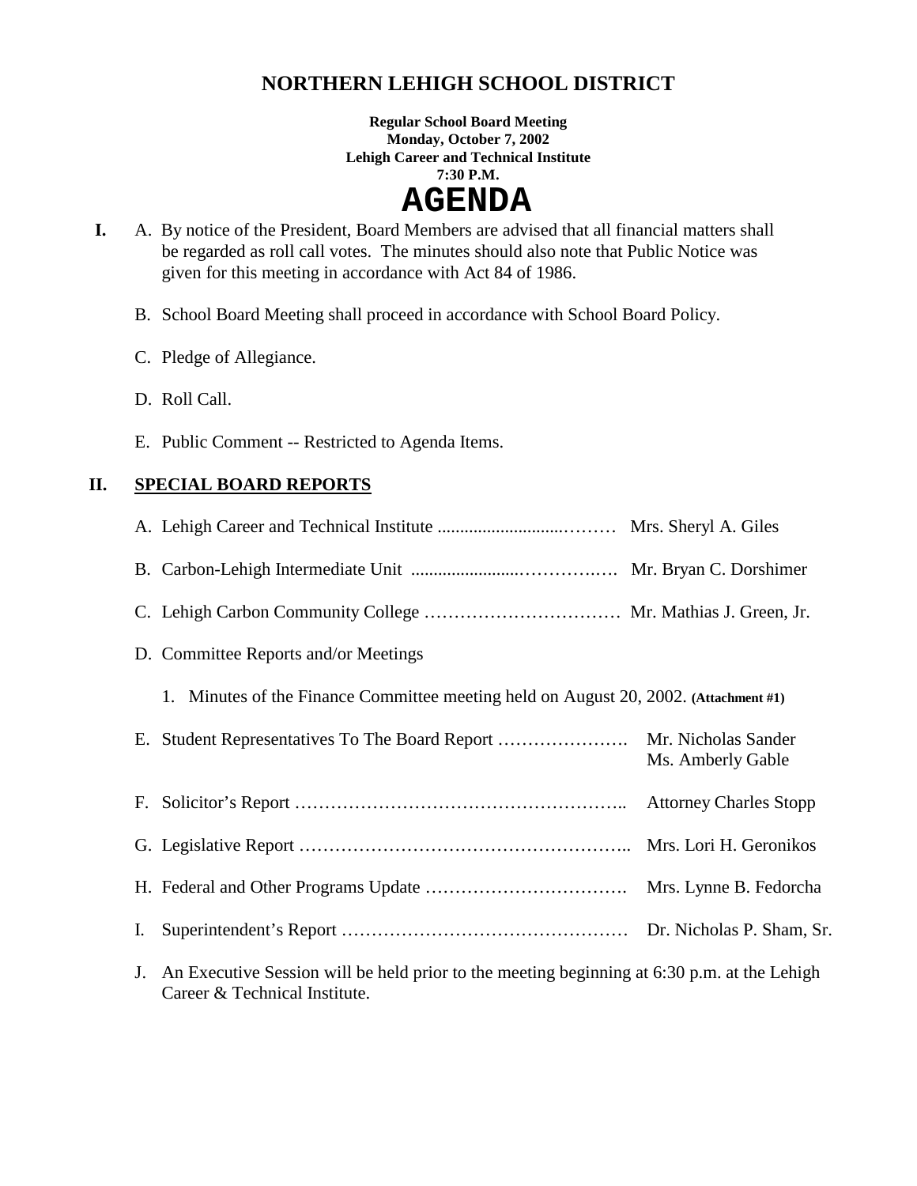# NORTHERN LEHIGH SCHOOL DISTRICT

**Regular School Board Meeting**
**Monday, October 7, 2002**
**Lehigh Career and Technical Institute**
**7:30 P.M.**

# AGENDA

**I.** A. By notice of the President, Board Members are advised that all financial matters shall be regarded as roll call votes. The minutes should also note that Public Notice was given for this meeting in accordance with Act 84 of 1986.

B. School Board Meeting shall proceed in accordance with School Board Policy.

C. Pledge of Allegiance.

D. Roll Call.

E. Public Comment -- Restricted to Agenda Items.

## II. SPECIAL BOARD REPORTS

A. Lehigh Career and Technical Institute ........................……… Mrs. Sheryl A. Giles

B. Carbon-Lehigh Intermediate Unit ......................…………..…. Mr. Bryan C. Dorshimer

C. Lehigh Carbon Community College …………………………… Mr. Mathias J. Green, Jr.

D. Committee Reports and/or Meetings

1. Minutes of the Finance Committee meeting held on August 20, 2002. **(Attachment #1)**

E. Student Representatives To The Board Report …………………. Mr. Nicholas Sander
Ms. Amberly Gable

F. Solicitor's Report ……………………………………………….. Attorney Charles Stopp

G. Legislative Report ……………………………………………….. Mrs. Lori H. Geronikos

H. Federal and Other Programs Update ……………………………. Mrs. Lynne B. Fedorcha

I. Superintendent's Report ………………………………………… Dr. Nicholas P. Sham, Sr.

J. An Executive Session will be held prior to the meeting beginning at 6:30 p.m. at the Lehigh Career & Technical Institute.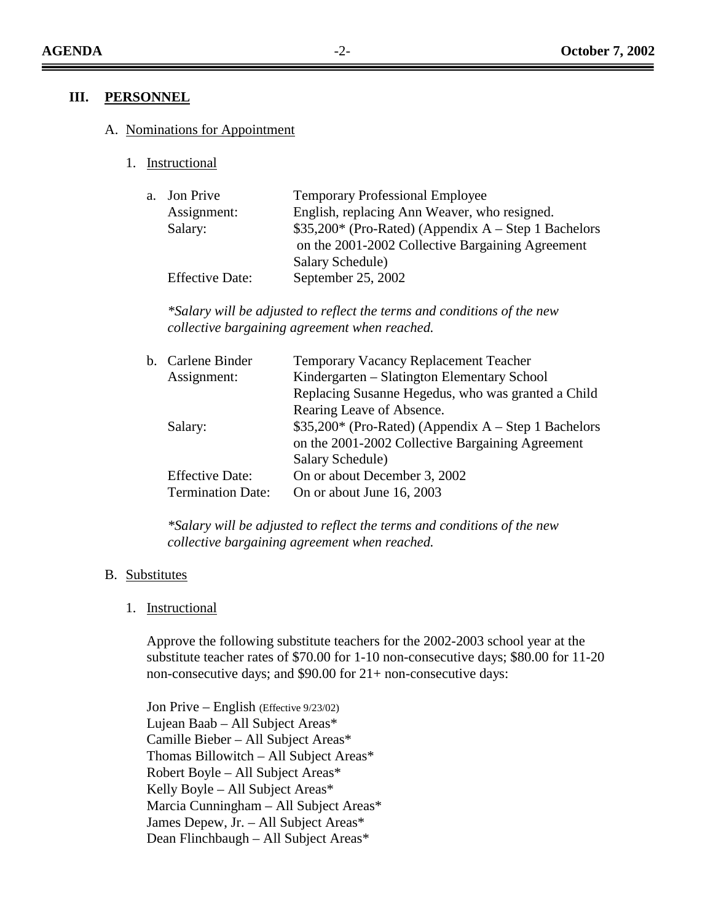## III. PERSONNEL

### A. Nominations for Appointment

#### 1. Instructional

a. Jon Prive — Temporary Professional Employee

| | |
|---|---|
| Assignment: | English, replacing Ann Weaver, who resigned. |
| Salary: | $35,200* (Pro-Rated) (Appendix A – Step 1 Bachelors on the 2001-2002 Collective Bargaining Agreement Salary Schedule) |
| Effective Date: | September 25, 2002 |

*\*Salary will be adjusted to reflect the terms and conditions of the new collective bargaining agreement when reached.*

b. Carlene Binder — Temporary Vacancy Replacement Teacher

| | |
|---|---|
| Assignment: | Kindergarten – Slatington Elementary School Replacing Susanne Hegedus, who was granted a Child Rearing Leave of Absence. |
| Salary: | $35,200* (Pro-Rated) (Appendix A – Step 1 Bachelors on the 2001-2002 Collective Bargaining Agreement Salary Schedule) |
| Effective Date: | On or about December 3, 2002 |
| Termination Date: | On or about June 16, 2003 |

*\*Salary will be adjusted to reflect the terms and conditions of the new collective bargaining agreement when reached.*

### B. Substitutes

#### 1. Instructional

Approve the following substitute teachers for the 2002-2003 school year at the substitute teacher rates of $70.00 for 1-10 non-consecutive days; $80.00 for 11-20 non-consecutive days; and $90.00 for 21+ non-consecutive days:

Jon Prive – English (Effective 9/23/02)
Lujean Baab – All Subject Areas*
Camille Bieber – All Subject Areas*
Thomas Billowitch – All Subject Areas*
Robert Boyle – All Subject Areas*
Kelly Boyle – All Subject Areas*
Marcia Cunningham – All Subject Areas*
James Depew, Jr. – All Subject Areas*
Dean Flinchbaugh – All Subject Areas*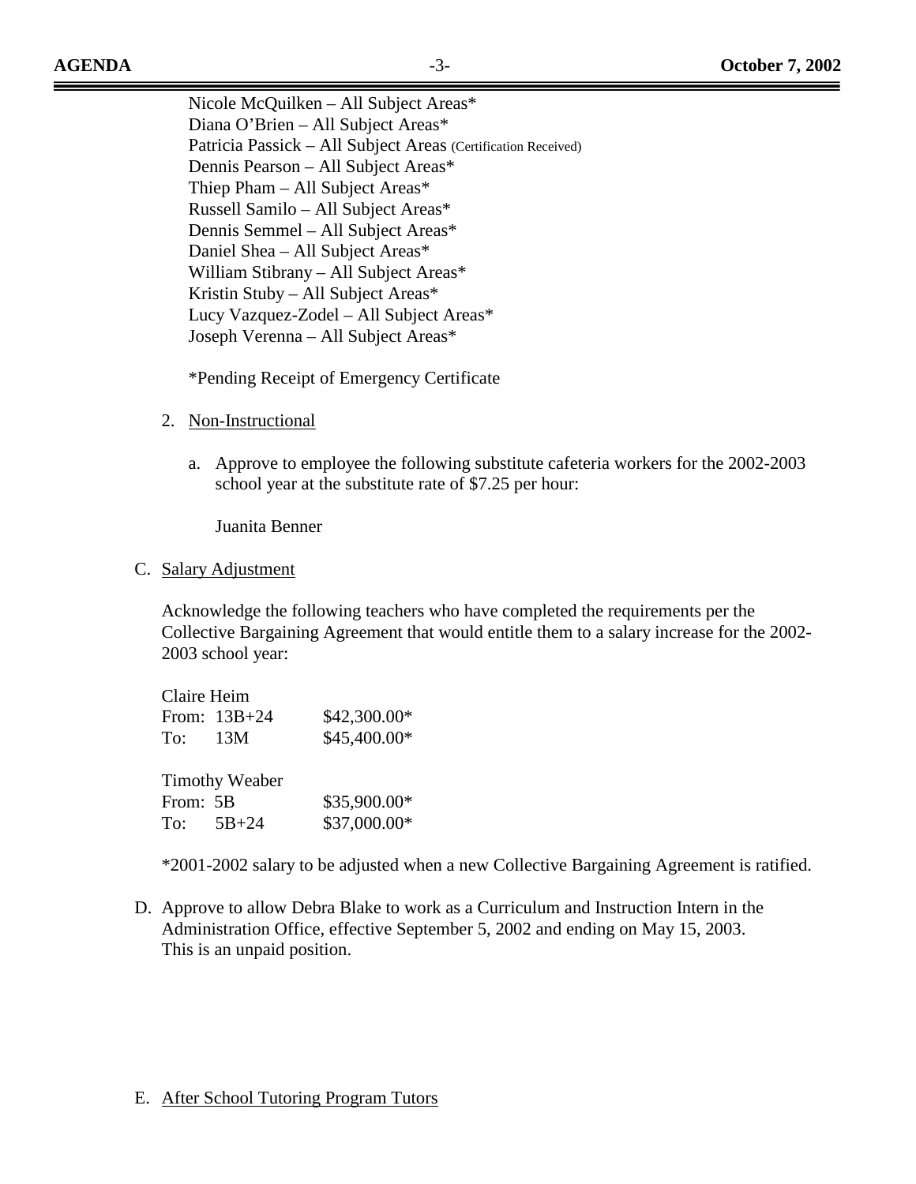Nicole McQuilken – All Subject Areas*
Diana O'Brien – All Subject Areas*
Patricia Passick – All Subject Areas (Certification Received)
Dennis Pearson – All Subject Areas*
Thiep Pham – All Subject Areas*
Russell Samilo – All Subject Areas*
Dennis Semmel – All Subject Areas*
Daniel Shea – All Subject Areas*
William Stibrany – All Subject Areas*
Kristin Stuby – All Subject Areas*
Lucy Vazquez-Zodel – All Subject Areas*
Joseph Verenna – All Subject Areas*

*Pending Receipt of Emergency Certificate

2. Non-Instructional

   a. Approve to employee the following substitute cafeteria workers for the 2002-2003 school year at the substitute rate of $7.25 per hour:

      Juanita Benner

C. Salary Adjustment

Acknowledge the following teachers who have completed the requirements per the Collective Bargaining Agreement that would entitle them to a salary increase for the 2002-2003 school year:

Claire Heim
From: 13B+24 $42,300.00*
To: 13M $45,400.00*

Timothy Weaber
From: 5B $35,900.00*
To: 5B+24 $37,000.00*

*2001-2002 salary to be adjusted when a new Collective Bargaining Agreement is ratified.

D. Approve to allow Debra Blake to work as a Curriculum and Instruction Intern in the Administration Office, effective September 5, 2002 and ending on May 15, 2003. This is an unpaid position.

E. After School Tutoring Program Tutors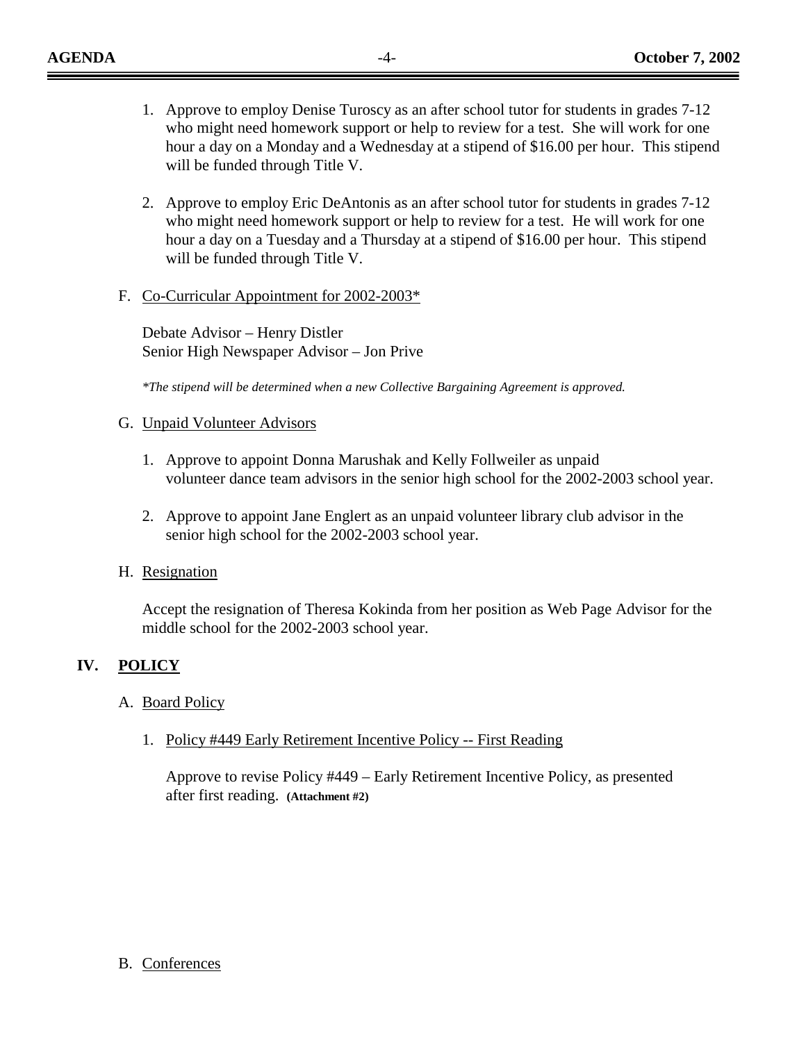1. Approve to employ Denise Turoscy as an after school tutor for students in grades 7-12 who might need homework support or help to review for a test. She will work for one hour a day on a Monday and a Wednesday at a stipend of $16.00 per hour. This stipend will be funded through Title V.

2. Approve to employ Eric DeAntonis as an after school tutor for students in grades 7-12 who might need homework support or help to review for a test. He will work for one hour a day on a Tuesday and a Thursday at a stipend of $16.00 per hour. This stipend will be funded through Title V.

F. <u>Co-Curricular Appointment for 2002-2003*</u>

Debate Advisor – Henry Distler
Senior High Newspaper Advisor – Jon Prive

*\*The stipend will be determined when a new Collective Bargaining Agreement is approved.*

G. <u>Unpaid Volunteer Advisors</u>

1. Approve to appoint Donna Marushak and Kelly Follweiler as unpaid volunteer dance team advisors in the senior high school for the 2002-2003 school year.

2. Approve to appoint Jane Englert as an unpaid volunteer library club advisor in the senior high school for the 2002-2003 school year.

H. <u>Resignation</u>

Accept the resignation of Theresa Kokinda from her position as Web Page Advisor for the middle school for the 2002-2003 school year.

## IV. POLICY

A. <u>Board Policy</u>

1. <u>Policy #449 Early Retirement Incentive Policy -- First Reading</u>

   Approve to revise Policy #449 – Early Retirement Incentive Policy, as presented after first reading. **(Attachment #2)**

B. <u>Conferences</u>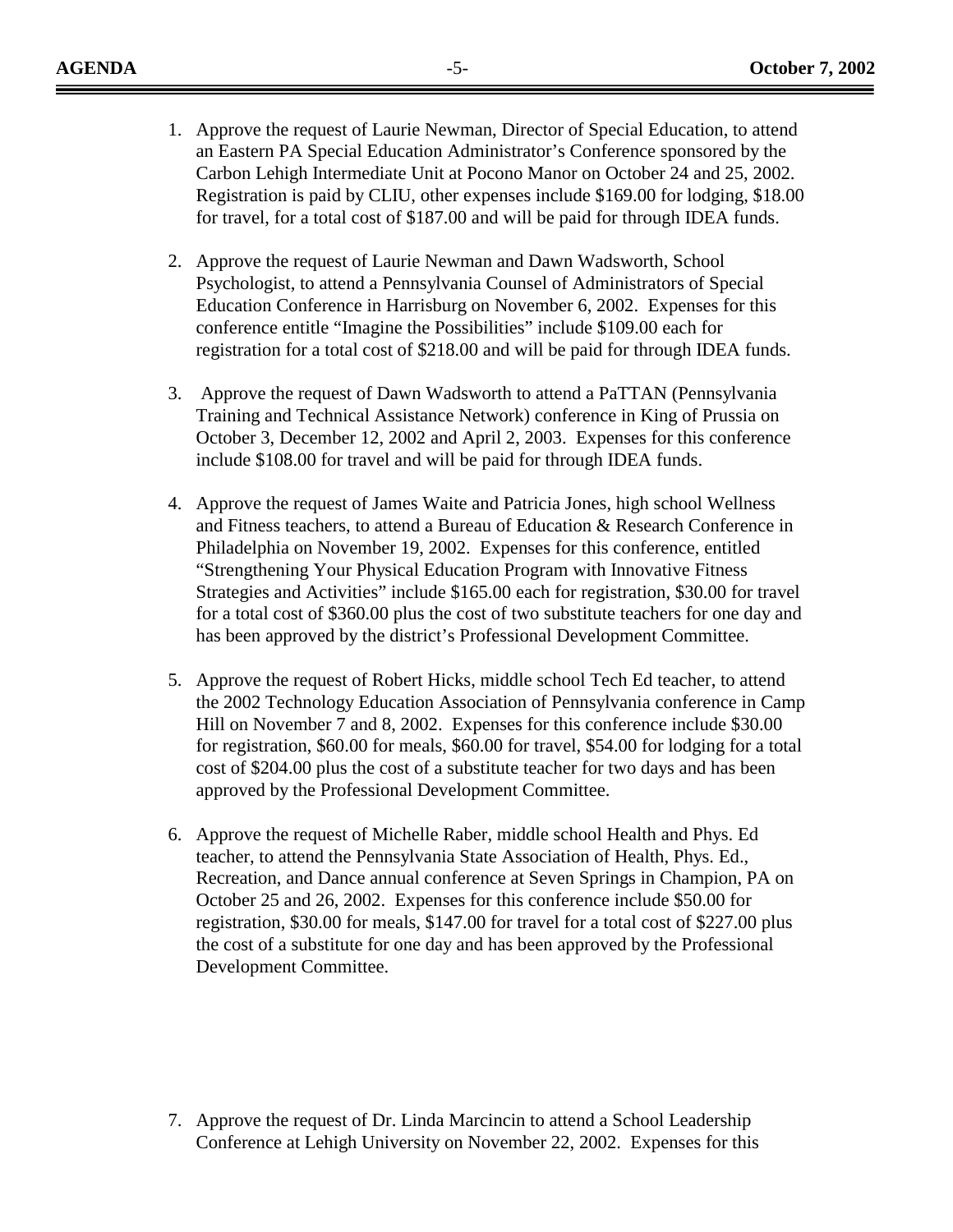1. Approve the request of Laurie Newman, Director of Special Education, to attend an Eastern PA Special Education Administrator's Conference sponsored by the Carbon Lehigh Intermediate Unit at Pocono Manor on October 24 and 25, 2002. Registration is paid by CLIU, other expenses include $169.00 for lodging, $18.00 for travel, for a total cost of $187.00 and will be paid for through IDEA funds.

2. Approve the request of Laurie Newman and Dawn Wadsworth, School Psychologist, to attend a Pennsylvania Counsel of Administrators of Special Education Conference in Harrisburg on November 6, 2002. Expenses for this conference entitle "Imagine the Possibilities" include $109.00 each for registration for a total cost of $218.00 and will be paid for through IDEA funds.

3. Approve the request of Dawn Wadsworth to attend a PaTTAN (Pennsylvania Training and Technical Assistance Network) conference in King of Prussia on October 3, December 12, 2002 and April 2, 2003. Expenses for this conference include $108.00 for travel and will be paid for through IDEA funds.

4. Approve the request of James Waite and Patricia Jones, high school Wellness and Fitness teachers, to attend a Bureau of Education & Research Conference in Philadelphia on November 19, 2002. Expenses for this conference, entitled "Strengthening Your Physical Education Program with Innovative Fitness Strategies and Activities" include $165.00 each for registration, $30.00 for travel for a total cost of $360.00 plus the cost of two substitute teachers for one day and has been approved by the district's Professional Development Committee.

5. Approve the request of Robert Hicks, middle school Tech Ed teacher, to attend the 2002 Technology Education Association of Pennsylvania conference in Camp Hill on November 7 and 8, 2002. Expenses for this conference include $30.00 for registration, $60.00 for meals, $60.00 for travel, $54.00 for lodging for a total cost of $204.00 plus the cost of a substitute teacher for two days and has been approved by the Professional Development Committee.

6. Approve the request of Michelle Raber, middle school Health and Phys. Ed teacher, to attend the Pennsylvania State Association of Health, Phys. Ed., Recreation, and Dance annual conference at Seven Springs in Champion, PA on October 25 and 26, 2002. Expenses for this conference include $50.00 for registration, $30.00 for meals, $147.00 for travel for a total cost of $227.00 plus the cost of a substitute for one day and has been approved by the Professional Development Committee.

7. Approve the request of Dr. Linda Marcincin to attend a School Leadership Conference at Lehigh University on November 22, 2002. Expenses for this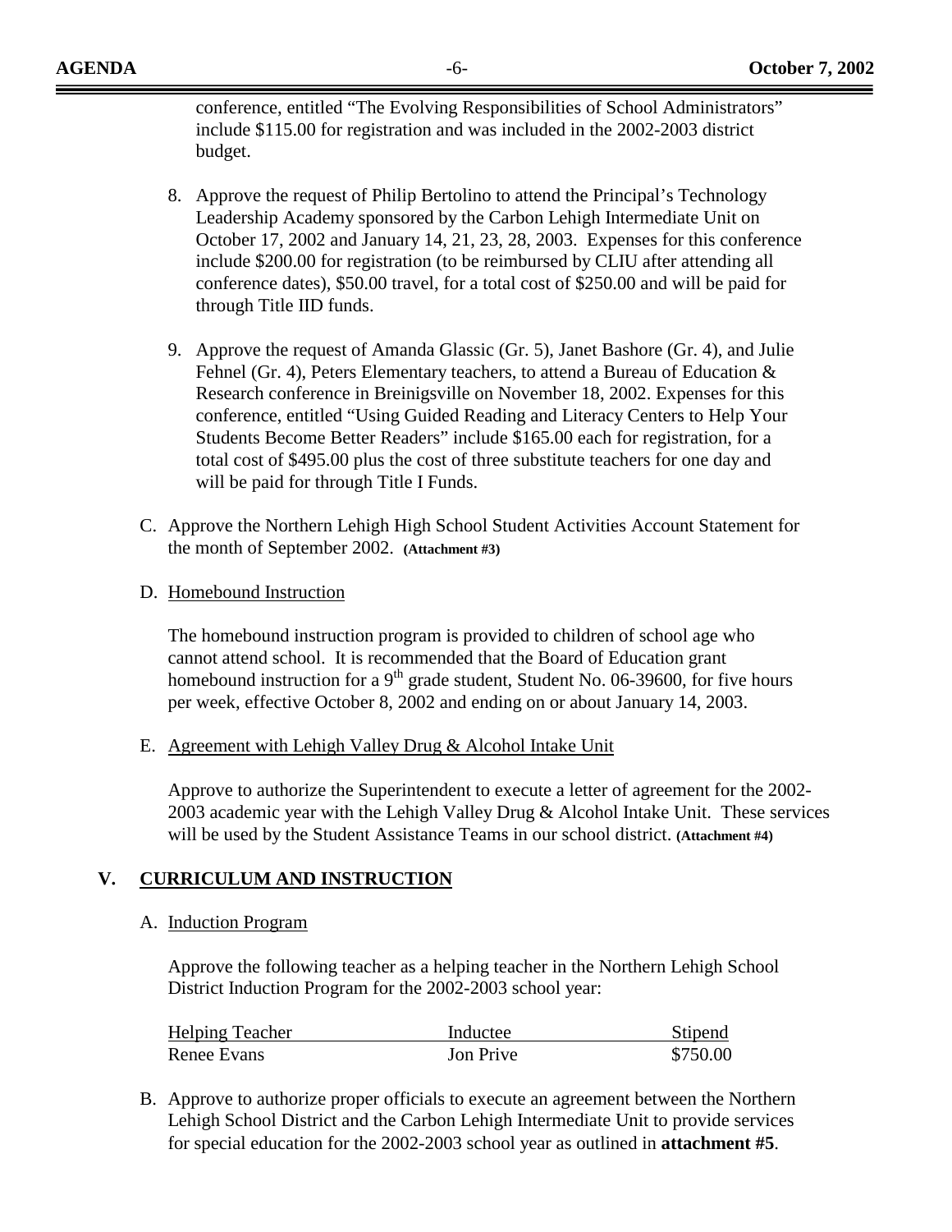conference, entitled "The Evolving Responsibilities of School Administrators" include $115.00 for registration and was included in the 2002-2003 district budget.

8. Approve the request of Philip Bertolino to attend the Principal's Technology Leadership Academy sponsored by the Carbon Lehigh Intermediate Unit on October 17, 2002 and January 14, 21, 23, 28, 2003. Expenses for this conference include $200.00 for registration (to be reimbursed by CLIU after attending all conference dates), $50.00 travel, for a total cost of $250.00 and will be paid for through Title IID funds.

9. Approve the request of Amanda Glassic (Gr. 5), Janet Bashore (Gr. 4), and Julie Fehnel (Gr. 4), Peters Elementary teachers, to attend a Bureau of Education & Research conference in Breinigsville on November 18, 2002. Expenses for this conference, entitled "Using Guided Reading and Literacy Centers to Help Your Students Become Better Readers" include $165.00 each for registration, for a total cost of $495.00 plus the cost of three substitute teachers for one day and will be paid for through Title I Funds.

C. Approve the Northern Lehigh High School Student Activities Account Statement for the month of September 2002. **(Attachment #3)**

D. Homebound Instruction

The homebound instruction program is provided to children of school age who cannot attend school. It is recommended that the Board of Education grant homebound instruction for a 9th grade student, Student No. 06-39600, for five hours per week, effective October 8, 2002 and ending on or about January 14, 2003.

E. Agreement with Lehigh Valley Drug & Alcohol Intake Unit

Approve to authorize the Superintendent to execute a letter of agreement for the 2002-2003 academic year with the Lehigh Valley Drug & Alcohol Intake Unit. These services will be used by the Student Assistance Teams in our school district. **(Attachment #4)**

## V. CURRICULUM AND INSTRUCTION

A. Induction Program

Approve the following teacher as a helping teacher in the Northern Lehigh School District Induction Program for the 2002-2003 school year:

| Helping Teacher | Inductee | Stipend |
|---|---|---|
| Renee Evans | Jon Prive | $750.00 |

B. Approve to authorize proper officials to execute an agreement between the Northern Lehigh School District and the Carbon Lehigh Intermediate Unit to provide services for special education for the 2002-2003 school year as outlined in **attachment #5**.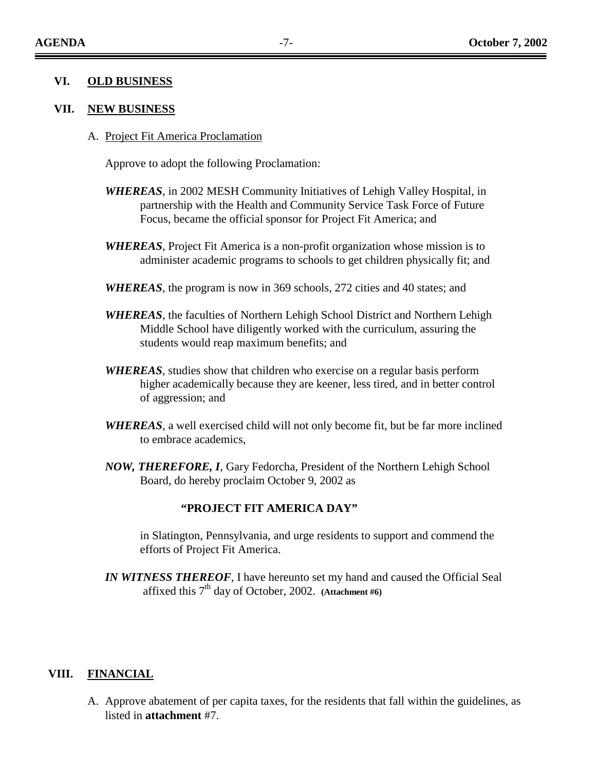## VI. OLD BUSINESS

## VII. NEW BUSINESS

A. Project Fit America Proclamation

Approve to adopt the following Proclamation:

***WHEREAS***, in 2002 MESH Community Initiatives of Lehigh Valley Hospital, in partnership with the Health and Community Service Task Force of Future Focus, became the official sponsor for Project Fit America; and

***WHEREAS***, Project Fit America is a non-profit organization whose mission is to administer academic programs to schools to get children physically fit; and

***WHEREAS***, the program is now in 369 schools, 272 cities and 40 states; and

***WHEREAS***, the faculties of Northern Lehigh School District and Northern Lehigh Middle School have diligently worked with the curriculum, assuring the students would reap maximum benefits; and

***WHEREAS***, studies show that children who exercise on a regular basis perform higher academically because they are keener, less tired, and in better control of aggression; and

***WHEREAS***, a well exercised child will not only become fit, but be far more inclined to embrace academics,

***NOW, THEREFORE, I***, Gary Fedorcha, President of the Northern Lehigh School Board, do hereby proclaim October 9, 2002 as

**"PROJECT FIT AMERICA DAY"**

in Slatington, Pennsylvania, and urge residents to support and commend the efforts of Project Fit America.

***IN WITNESS THEREOF***, I have hereunto set my hand and caused the Official Seal affixed this 7th day of October, 2002. **(Attachment #6)**

## VIII. FINANCIAL

A. Approve abatement of per capita taxes, for the residents that fall within the guidelines, as listed in **attachment** #7.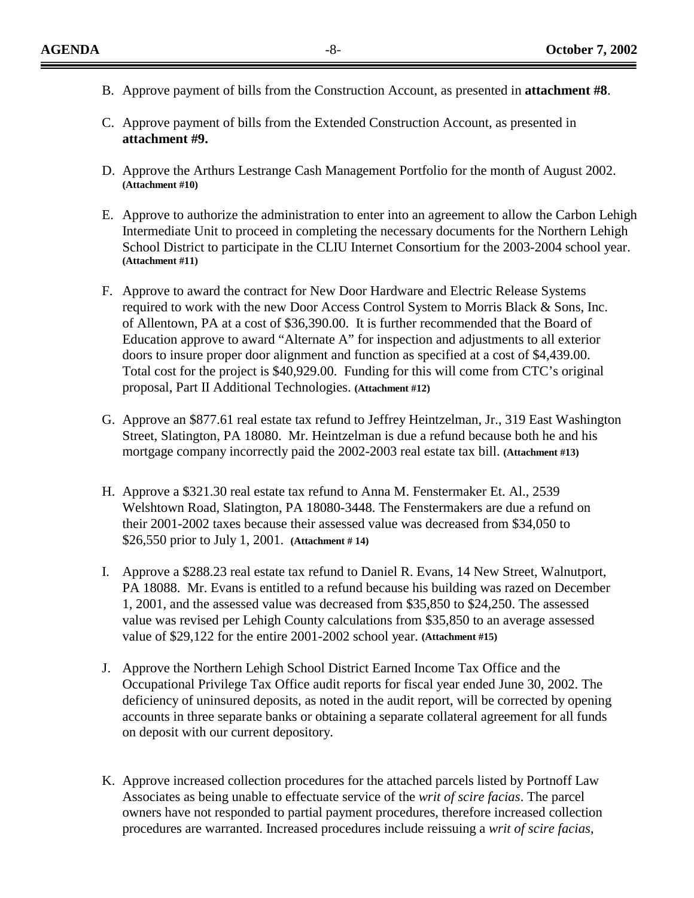B. Approve payment of bills from the Construction Account, as presented in **attachment #8**.

C. Approve payment of bills from the Extended Construction Account, as presented in **attachment #9.**

D. Approve the Arthurs Lestrange Cash Management Portfolio for the month of August 2002. **(Attachment #10)**

E. Approve to authorize the administration to enter into an agreement to allow the Carbon Lehigh Intermediate Unit to proceed in completing the necessary documents for the Northern Lehigh School District to participate in the CLIU Internet Consortium for the 2003-2004 school year. **(Attachment #11)**

F. Approve to award the contract for New Door Hardware and Electric Release Systems required to work with the new Door Access Control System to Morris Black & Sons, Inc. of Allentown, PA at a cost of $36,390.00. It is further recommended that the Board of Education approve to award "Alternate A" for inspection and adjustments to all exterior doors to insure proper door alignment and function as specified at a cost of $4,439.00. Total cost for the project is $40,929.00. Funding for this will come from CTC's original proposal, Part II Additional Technologies. **(Attachment #12)**

G. Approve an $877.61 real estate tax refund to Jeffrey Heintzelman, Jr., 319 East Washington Street, Slatington, PA 18080. Mr. Heintzelman is due a refund because both he and his mortgage company incorrectly paid the 2002-2003 real estate tax bill. **(Attachment #13)**

H. Approve a $321.30 real estate tax refund to Anna M. Fenstermaker Et. Al., 2539 Welshtown Road, Slatington, PA 18080-3448. The Fenstermakers are due a refund on their 2001-2002 taxes because their assessed value was decreased from $34,050 to $26,550 prior to July 1, 2001. **(Attachment # 14)**

I. Approve a $288.23 real estate tax refund to Daniel R. Evans, 14 New Street, Walnutport, PA 18088. Mr. Evans is entitled to a refund because his building was razed on December 1, 2001, and the assessed value was decreased from $35,850 to $24,250. The assessed value was revised per Lehigh County calculations from $35,850 to an average assessed value of $29,122 for the entire 2001-2002 school year. **(Attachment #15)**

J. Approve the Northern Lehigh School District Earned Income Tax Office and the Occupational Privilege Tax Office audit reports for fiscal year ended June 30, 2002. The deficiency of uninsured deposits, as noted in the audit report, will be corrected by opening accounts in three separate banks or obtaining a separate collateral agreement for all funds on deposit with our current depository.

K. Approve increased collection procedures for the attached parcels listed by Portnoff Law Associates as being unable to effectuate service of the *writ of scire facias*. The parcel owners have not responded to partial payment procedures, therefore increased collection procedures are warranted. Increased procedures include reissuing a *writ of scire facias*,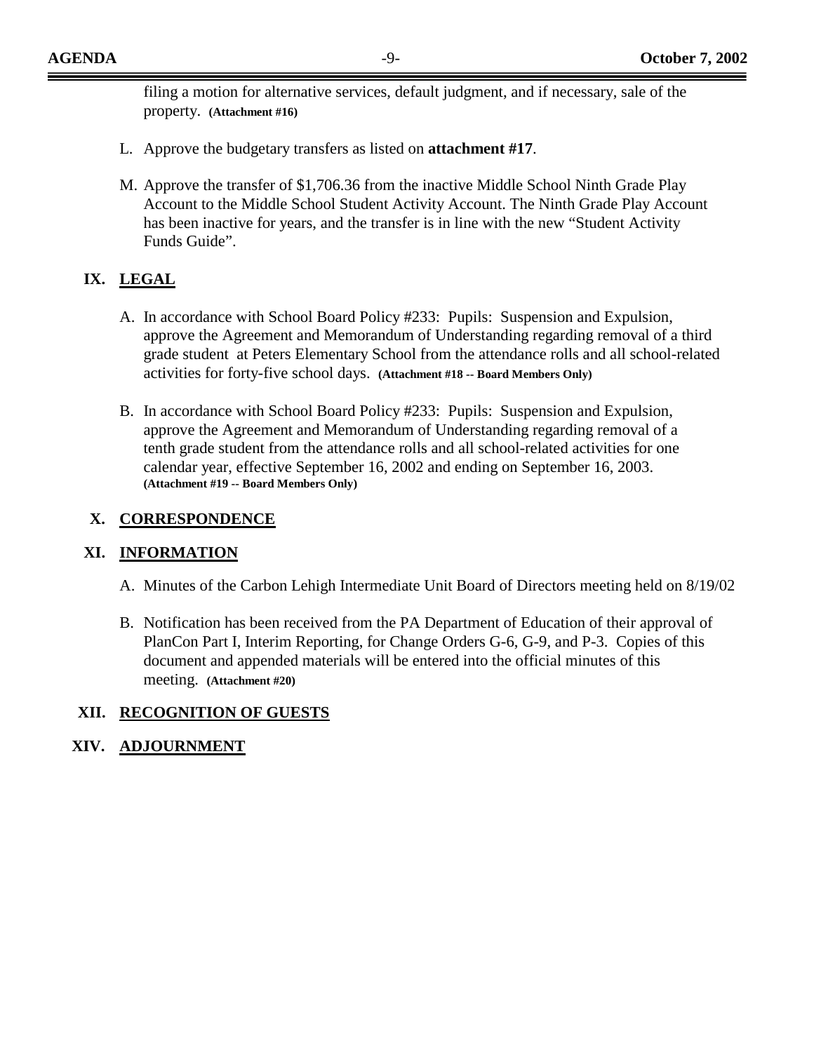filing a motion for alternative services, default judgment, and if necessary, sale of the property. **(Attachment #16)**

L. Approve the budgetary transfers as listed on **attachment #17**.

M. Approve the transfer of $1,706.36 from the inactive Middle School Ninth Grade Play Account to the Middle School Student Activity Account. The Ninth Grade Play Account has been inactive for years, and the transfer is in line with the new "Student Activity Funds Guide".

## IX. LEGAL

A. In accordance with School Board Policy #233: Pupils: Suspension and Expulsion, approve the Agreement and Memorandum of Understanding regarding removal of a third grade student at Peters Elementary School from the attendance rolls and all school-related activities for forty-five school days. **(Attachment #18 -- Board Members Only)**

B. In accordance with School Board Policy #233: Pupils: Suspension and Expulsion, approve the Agreement and Memorandum of Understanding regarding removal of a tenth grade student from the attendance rolls and all school-related activities for one calendar year, effective September 16, 2002 and ending on September 16, 2003. **(Attachment #19 -- Board Members Only)**

## X. CORRESPONDENCE

## XI. INFORMATION

A. Minutes of the Carbon Lehigh Intermediate Unit Board of Directors meeting held on 8/19/02

B. Notification has been received from the PA Department of Education of their approval of PlanCon Part I, Interim Reporting, for Change Orders G-6, G-9, and P-3. Copies of this document and appended materials will be entered into the official minutes of this meeting. **(Attachment #20)**

## XII. RECOGNITION OF GUESTS

## XIV. ADJOURNMENT